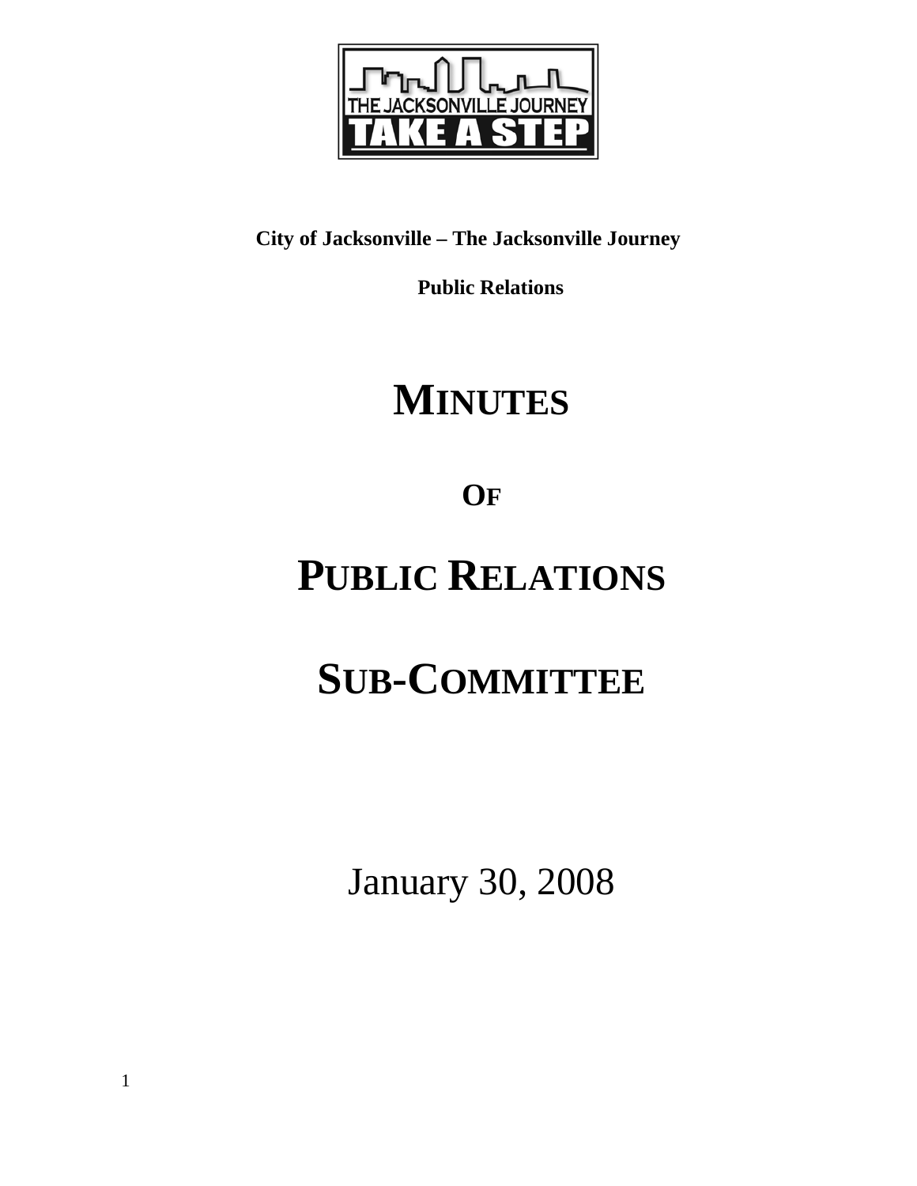THE JACKSONVILLE JOURNEY

TAKE A STEP

**City of Jacksonville – The Jacksonville Journey**

**Public Relations**

# MINUTES

# OF

# PUBLIC RELATIONS

# SUB-COMMITTEE

January 30, 2008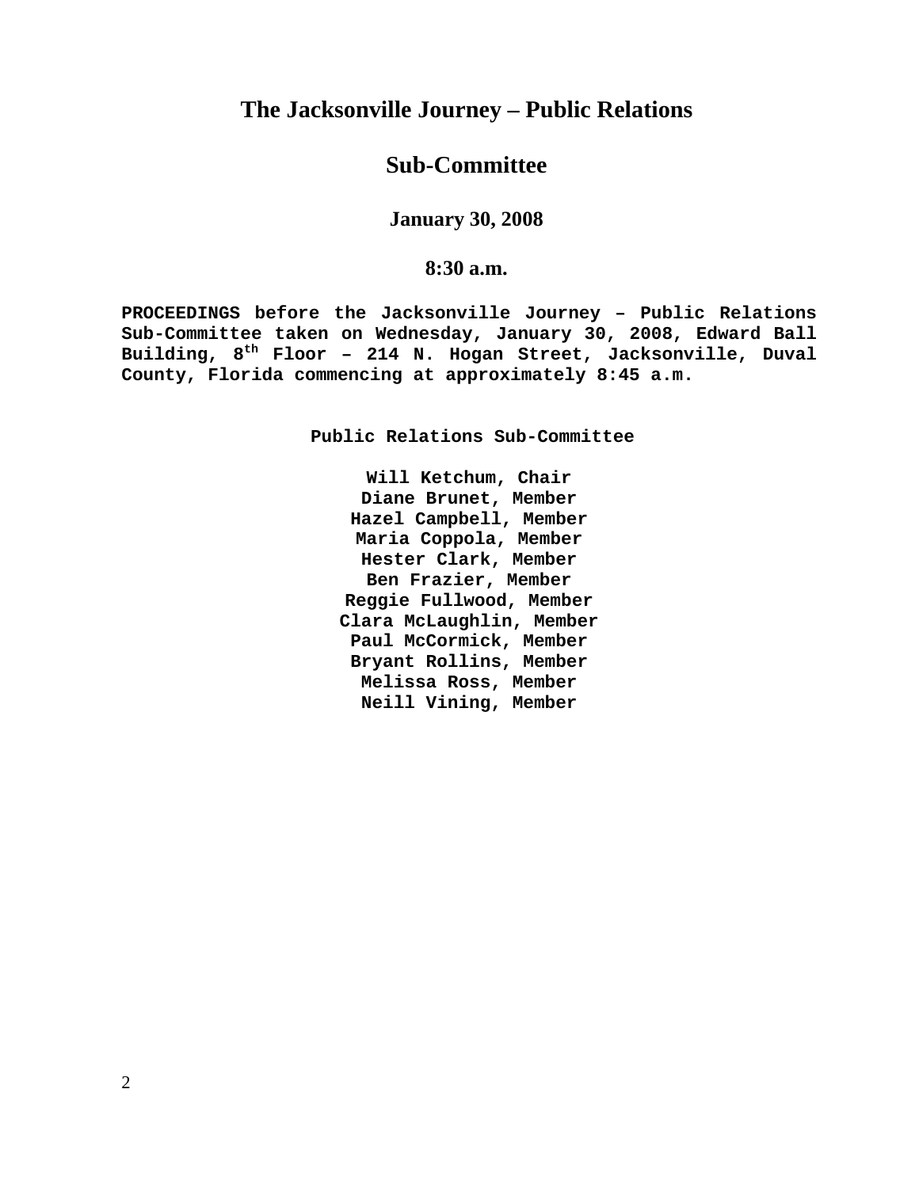# The Jacksonville Journey – Public Relations

## Sub-Committee

### January 30, 2008

### 8:30 a.m.

**PROCEEDINGS before the Jacksonville Journey – Public Relations Sub-Committee taken on Wednesday, January 30, 2008, Edward Ball Building, 8th Floor – 214 N. Hogan Street, Jacksonville, Duval County, Florida commencing at approximately 8:45 a.m.**

**Public Relations Sub-Committee**

**Will Ketchum, Chair**
**Diane Brunet, Member**
**Hazel Campbell, Member**
**Maria Coppola, Member**
**Hester Clark, Member**
**Ben Frazier, Member**
**Reggie Fullwood, Member**
**Clara McLaughlin, Member**
**Paul McCormick, Member**
**Bryant Rollins, Member**
**Melissa Ross, Member**
**Neill Vining, Member**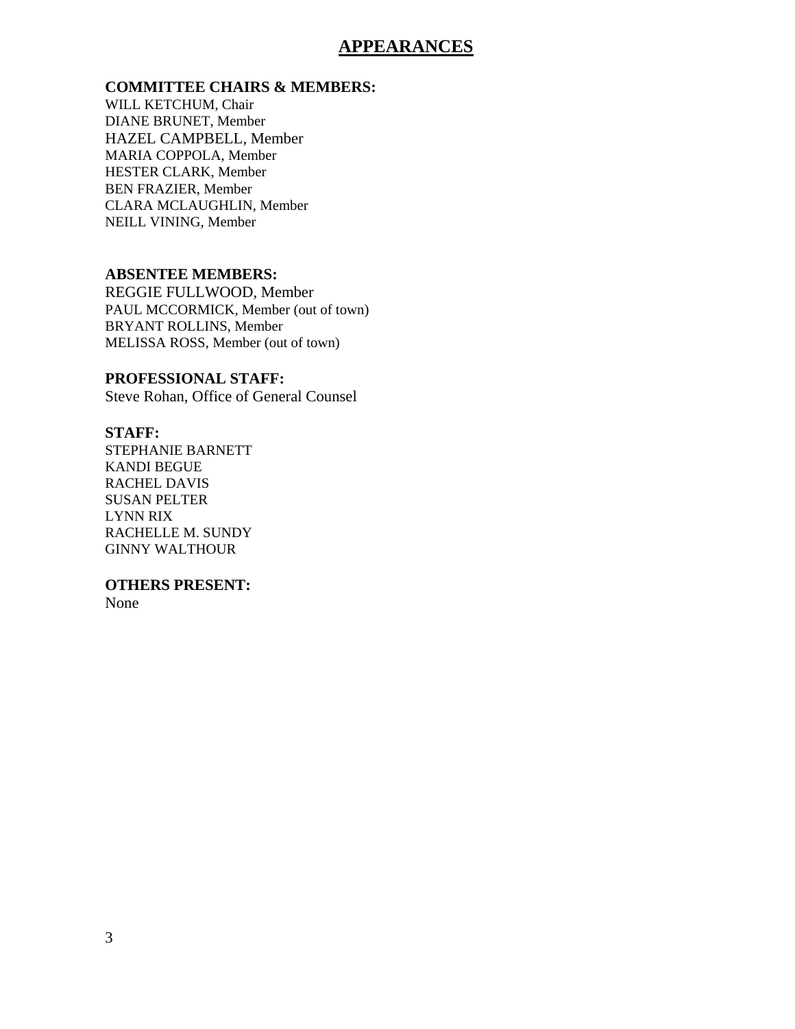# APPEARANCES

**COMMITTEE CHAIRS & MEMBERS:**

WILL KETCHUM, Chair
DIANE BRUNET, Member
HAZEL CAMPBELL, Member
MARIA COPPOLA, Member
HESTER CLARK, Member
BEN FRAZIER, Member
CLARA MCLAUGHLIN, Member
NEILL VINING, Member

**ABSENTEE MEMBERS:**

REGGIE FULLWOOD, Member
PAUL MCCORMICK, Member (out of town)
BRYANT ROLLINS, Member
MELISSA ROSS, Member (out of town)

**PROFESSIONAL STAFF:**

Steve Rohan, Office of General Counsel

**STAFF:**

STEPHANIE BARNETT
KANDI BEGUE
RACHEL DAVIS
SUSAN PELTER
LYNN RIX
RACHELLE M. SUNDY
GINNY WALTHOUR

**OTHERS PRESENT:**

None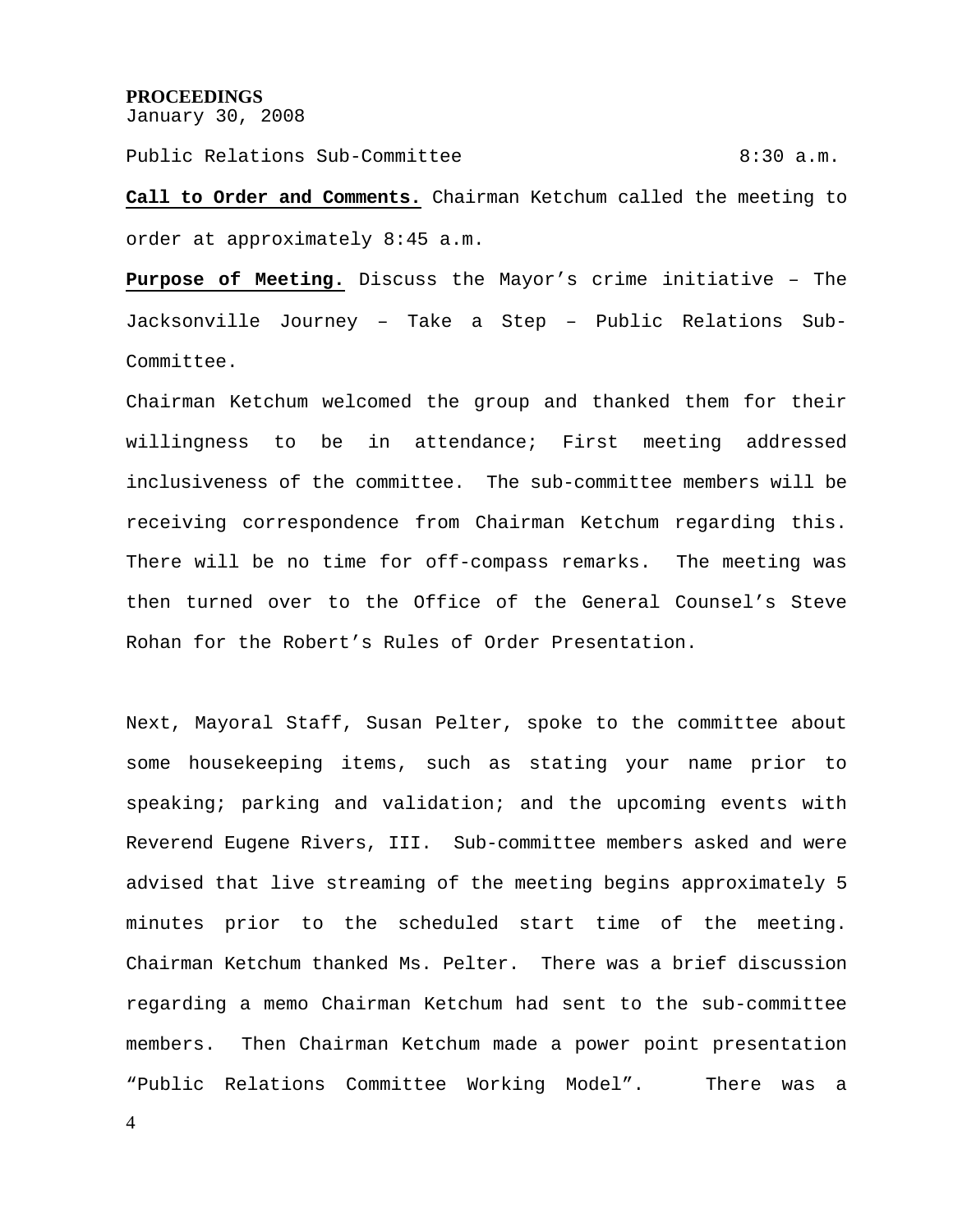**PROCEEDINGS**
January 30, 2008

Public Relations Sub-Committee 8:30 a.m.

**Call to Order and Comments.** Chairman Ketchum called the meeting to order at approximately 8:45 a.m.

**Purpose of Meeting.** Discuss the Mayor's crime initiative – The Jacksonville Journey – Take a Step – Public Relations Sub-Committee.

Chairman Ketchum welcomed the group and thanked them for their willingness to be in attendance; First meeting addressed inclusiveness of the committee. The sub-committee members will be receiving correspondence from Chairman Ketchum regarding this. There will be no time for off-compass remarks. The meeting was then turned over to the Office of the General Counsel's Steve Rohan for the Robert's Rules of Order Presentation.

Next, Mayoral Staff, Susan Pelter, spoke to the committee about some housekeeping items, such as stating your name prior to speaking; parking and validation; and the upcoming events with Reverend Eugene Rivers, III. Sub-committee members asked and were advised that live streaming of the meeting begins approximately 5 minutes prior to the scheduled start time of the meeting. Chairman Ketchum thanked Ms. Pelter. There was a brief discussion regarding a memo Chairman Ketchum had sent to the sub-committee members. Then Chairman Ketchum made a power point presentation "Public Relations Committee Working Model". There was a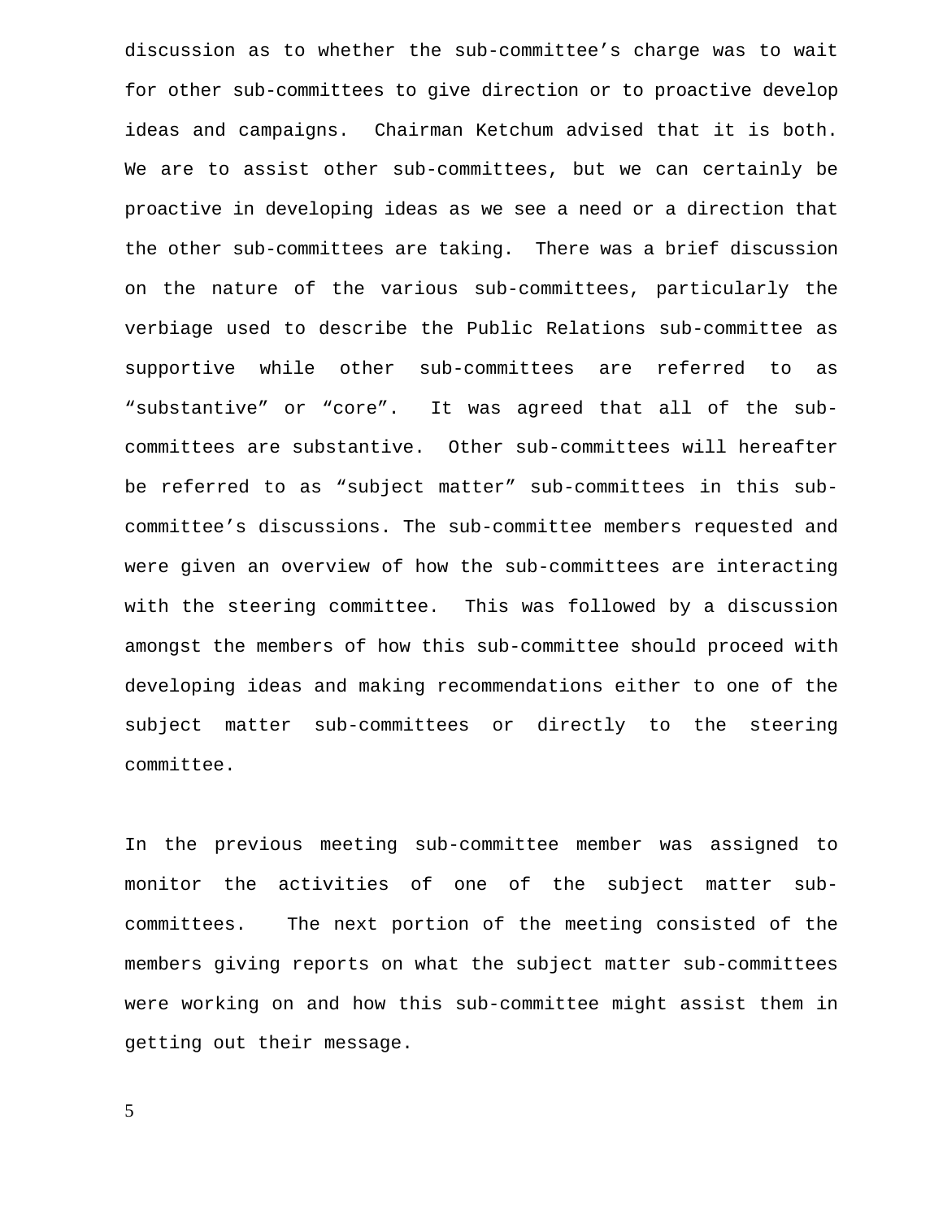discussion as to whether the sub-committee's charge was to wait for other sub-committees to give direction or to proactive develop ideas and campaigns. Chairman Ketchum advised that it is both. We are to assist other sub-committees, but we can certainly be proactive in developing ideas as we see a need or a direction that the other sub-committees are taking. There was a brief discussion on the nature of the various sub-committees, particularly the verbiage used to describe the Public Relations sub-committee as supportive while other sub-committees are referred to as "substantive" or "core". It was agreed that all of the sub-committees are substantive. Other sub-committees will hereafter be referred to as "subject matter" sub-committees in this sub-committee's discussions. The sub-committee members requested and were given an overview of how the sub-committees are interacting with the steering committee. This was followed by a discussion amongst the members of how this sub-committee should proceed with developing ideas and making recommendations either to one of the subject matter sub-committees or directly to the steering committee.

In the previous meeting sub-committee member was assigned to monitor the activities of one of the subject matter sub-committees. The next portion of the meeting consisted of the members giving reports on what the subject matter sub-committees were working on and how this sub-committee might assist them in getting out their message.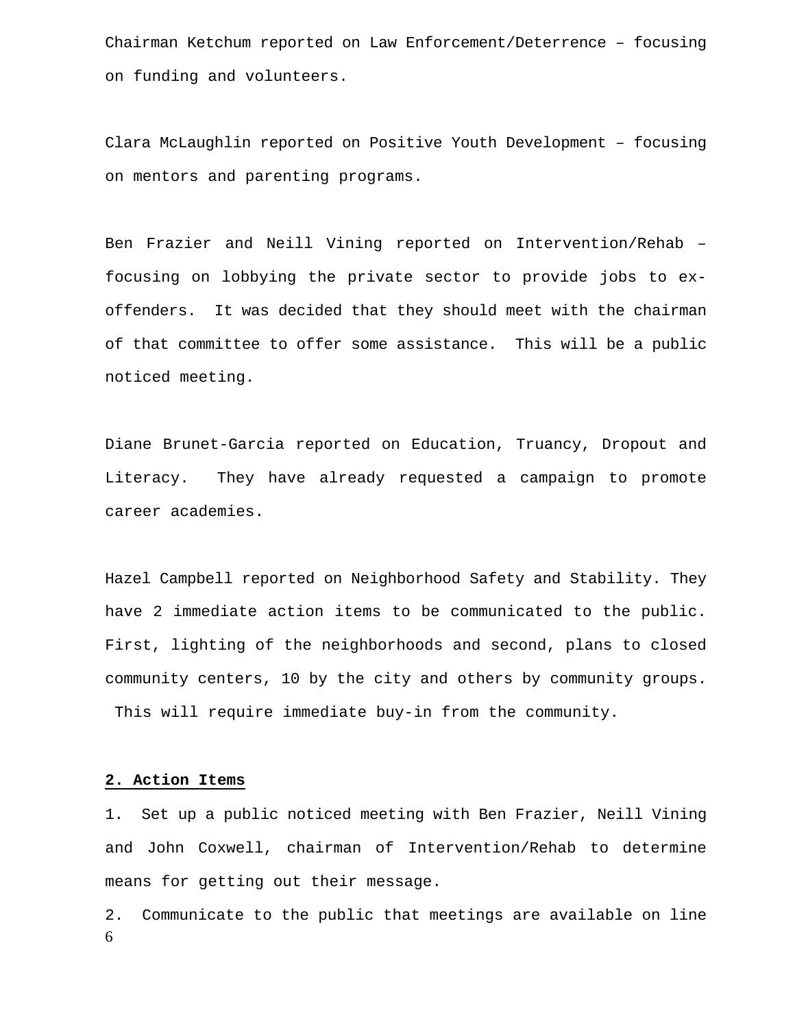Chairman Ketchum reported on Law Enforcement/Deterrence – focusing on funding and volunteers.

Clara McLaughlin reported on Positive Youth Development – focusing on mentors and parenting programs.

Ben Frazier and Neill Vining reported on Intervention/Rehab – focusing on lobbying the private sector to provide jobs to ex-offenders. It was decided that they should meet with the chairman of that committee to offer some assistance. This will be a public noticed meeting.

Diane Brunet-Garcia reported on Education, Truancy, Dropout and Literacy. They have already requested a campaign to promote career academies.

Hazel Campbell reported on Neighborhood Safety and Stability. They have 2 immediate action items to be communicated to the public. First, lighting of the neighborhoods and second, plans to closed community centers, 10 by the city and others by community groups. This will require immediate buy-in from the community.

**2. Action Items**

1. Set up a public noticed meeting with Ben Frazier, Neill Vining and John Coxwell, chairman of Intervention/Rehab to determine means for getting out their message.

2. Communicate to the public that meetings are available on line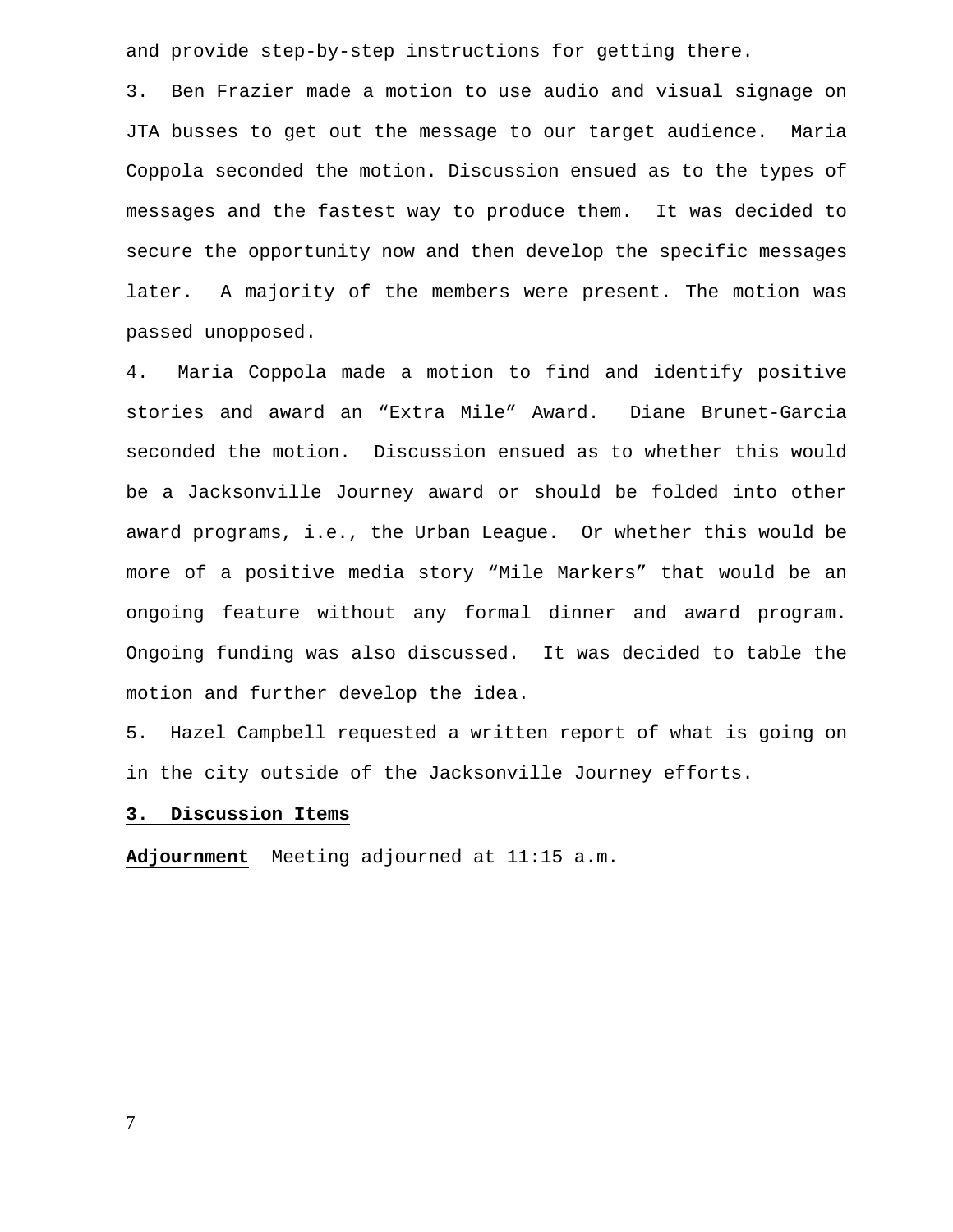and provide step-by-step instructions for getting there.

3. Ben Frazier made a motion to use audio and visual signage on JTA busses to get out the message to our target audience. Maria Coppola seconded the motion. Discussion ensued as to the types of messages and the fastest way to produce them. It was decided to secure the opportunity now and then develop the specific messages later. A majority of the members were present. The motion was passed unopposed.

4. Maria Coppola made a motion to find and identify positive stories and award an “Extra Mile” Award. Diane Brunet-Garcia seconded the motion. Discussion ensued as to whether this would be a Jacksonville Journey award or should be folded into other award programs, i.e., the Urban League. Or whether this would be more of a positive media story “Mile Markers” that would be an ongoing feature without any formal dinner and award program. Ongoing funding was also discussed. It was decided to table the motion and further develop the idea.

5. Hazel Campbell requested a written report of what is going on in the city outside of the Jacksonville Journey efforts.

**3. Discussion Items**

**Adjournment** Meeting adjourned at 11:15 a.m.